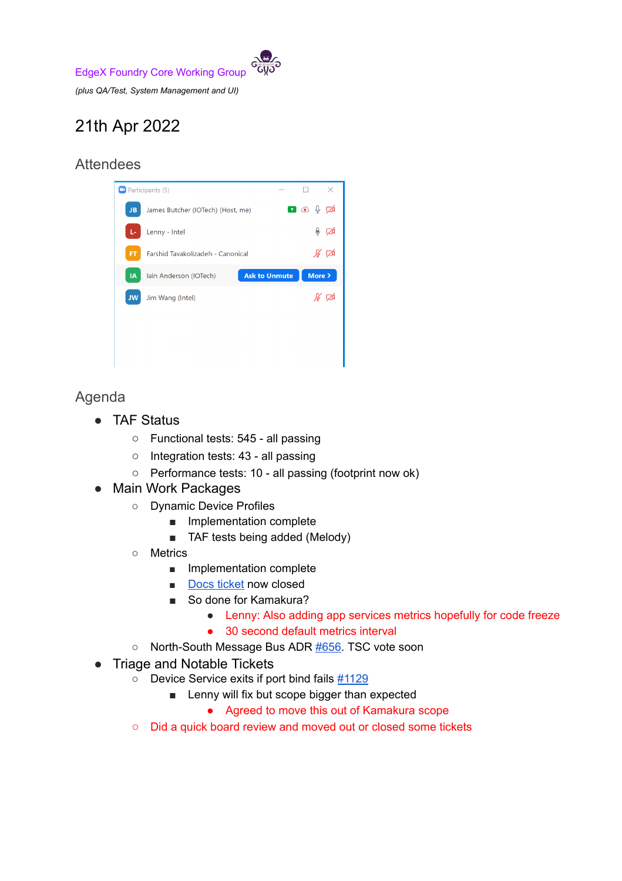EdgeX Foundry Core Working Group

*(plus QA/Test, System Management and UI)*

# 21th Apr 2022

## Attendees

Participants (5)

- James Butcher (IOTech) (Host, me)
- Lenny - Intel
- Farshid Tavakolizadeh - Canonical
- Iain Anderson (IOTech)
- Jim Wang (Intel)

## Agenda

- TAF Status
  - Functional tests: 545 - all passing
  - Integration tests: 43 - all passing
  - Performance tests: 10 - all passing (footprint now ok)
- Main Work Packages
  - Dynamic Device Profiles
    - Implementation complete
    - TAF tests being added (Melody)
  - Metrics
    - Implementation complete
    - Docs ticket now closed
    - So done for Kamakura?
      - Lenny: Also adding app services metrics hopefully for code freeze
      - 30 second default metrics interval
  - North-South Message Bus ADR #656. TSC vote soon
- Triage and Notable Tickets
  - Device Service exits if port bind fails #1129
    - Lenny will fix but scope bigger than expected
      - Agreed to move this out of Kamakura scope
  - Did a quick board review and moved out or closed some tickets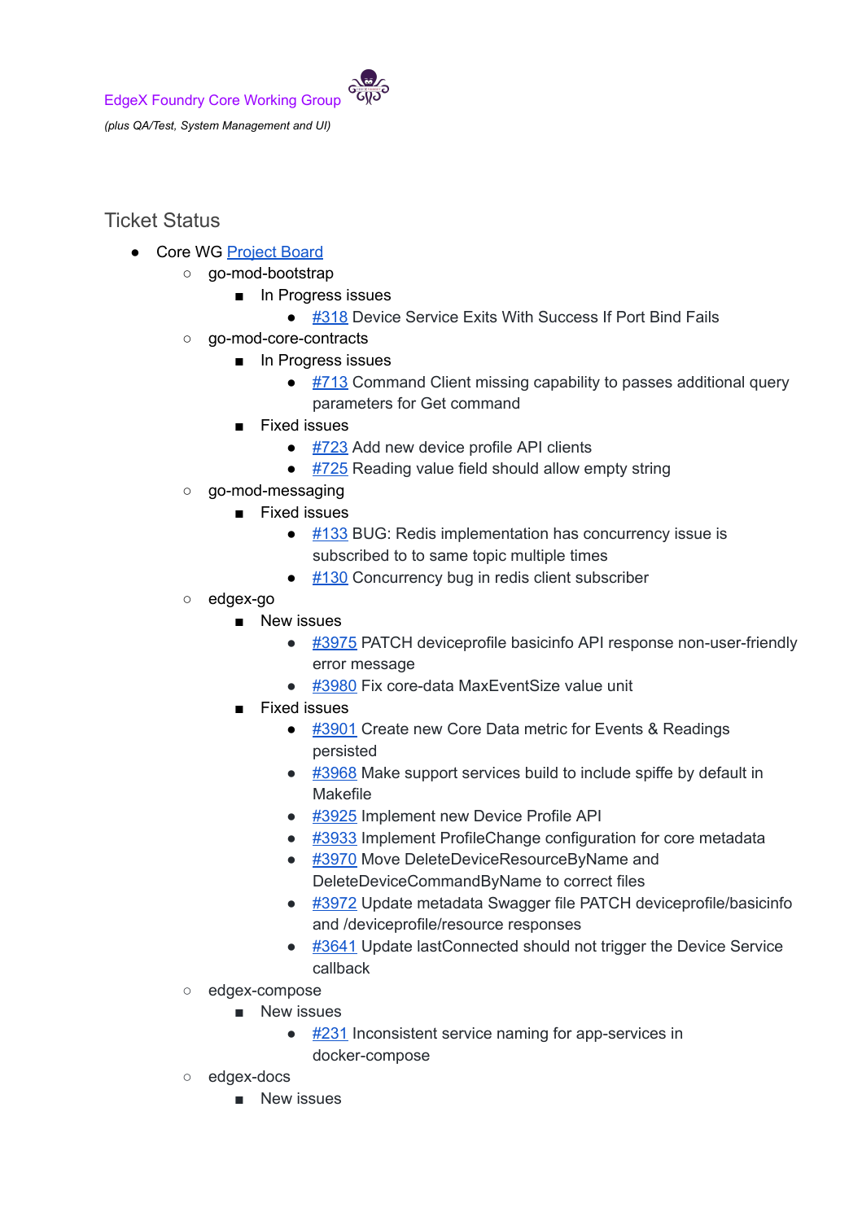EdgeX Foundry Core Working Group

*(plus QA/Test, System Management and UI)*

## Ticket Status

- Core WG Project Board
  - go-mod-bootstrap
    - In Progress issues
      - #318 Device Service Exits With Success If Port Bind Fails
  - go-mod-core-contracts
    - In Progress issues
      - #713 Command Client missing capability to passes additional query parameters for Get command
    - Fixed issues
      - #723 Add new device profile API clients
      - #725 Reading value field should allow empty string
  - go-mod-messaging
    - Fixed issues
      - #133 BUG: Redis implementation has concurrency issue is subscribed to to same topic multiple times
      - #130 Concurrency bug in redis client subscriber
  - edgex-go
    - New issues
      - #3975 PATCH deviceprofile basicinfo API response non-user-friendly error message
      - #3980 Fix core-data MaxEventSize value unit
    - Fixed issues
      - #3901 Create new Core Data metric for Events & Readings persisted
      - #3968 Make support services build to include spiffe by default in Makefile
      - #3925 Implement new Device Profile API
      - #3933 Implement ProfileChange configuration for core metadata
      - #3970 Move DeleteDeviceResourceByName and DeleteDeviceCommandByName to correct files
      - #3972 Update metadata Swagger file PATCH deviceprofile/basicinfo and /deviceprofile/resource responses
      - #3641 Update lastConnected should not trigger the Device Service callback
  - edgex-compose
    - New issues
      - #231 Inconsistent service naming for app-services in docker-compose
  - edgex-docs
    - New issues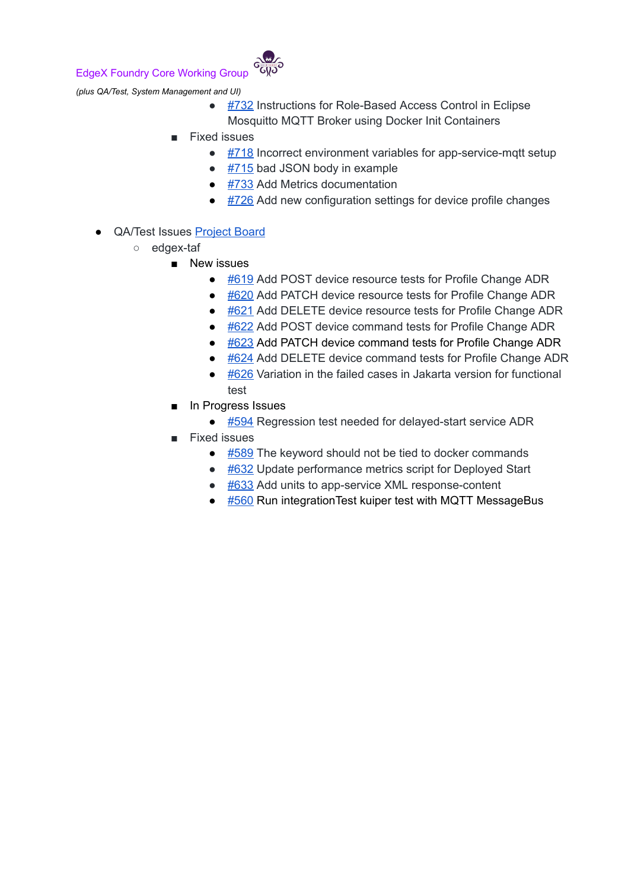- #732 Instructions for Role-Based Access Control in Eclipse Mosquitto MQTT Broker using Docker Init Containers
    - Fixed issues
        - #718 Incorrect environment variables for app-service-mqtt setup
        - #715 bad JSON body in example
        - #733 Add Metrics documentation
        - #726 Add new configuration settings for device profile changes

- QA/Test Issues Project Board
    - edgex-taf
        - New issues
            - #619 Add POST device resource tests for Profile Change ADR
            - #620 Add PATCH device resource tests for Profile Change ADR
            - #621 Add DELETE device resource tests for Profile Change ADR
            - #622 Add POST device command tests for Profile Change ADR
            - #623 Add PATCH device command tests for Profile Change ADR
            - #624 Add DELETE device command tests for Profile Change ADR
            - #626 Variation in the failed cases in Jakarta version for functional test
        - In Progress Issues
            - #594 Regression test needed for delayed-start service ADR
        - Fixed issues
            - #589 The keyword should not be tied to docker commands
            - #632 Update performance metrics script for Deployed Start
            - #633 Add units to app-service XML response-content
            - #560 Run integrationTest kuiper test with MQTT MessageBus